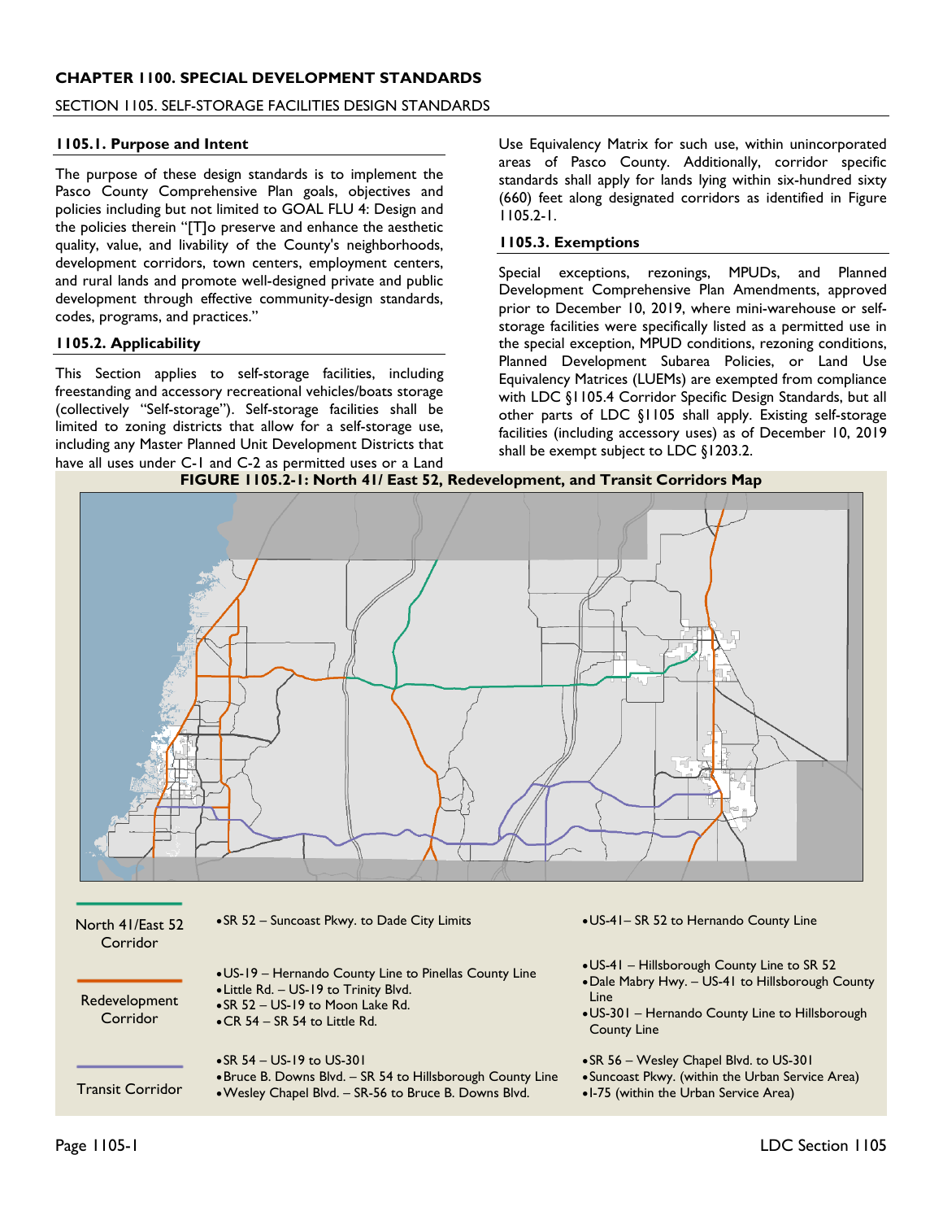# CHAPTER 1100. SPECIAL DEVELOPMENT STANDARDS

## SECTION 1105. SELF-STORAGE FACILITIES DESIGN STANDARDS

### 1105.1. Purpose and Intent

The purpose of these design standards is to implement the Pasco County Comprehensive Plan goals, objectives and policies including but not limited to GOAL FLU 4: Design and the policies therein "[T]o preserve and enhance the aesthetic quality, value, and livability of the County's neighborhoods, development corridors, town centers, employment centers, and rural lands and promote well-designed private and public development through effective community-design standards, codes, programs, and practices."

### 1105.2. Applicability

This Section applies to self-storage facilities, including freestanding and accessory recreational vehicles/boats storage (collectively "Self-storage"). Self-storage facilities shall be limited to zoning districts that allow for a self-storage use, including any Master Planned Unit Development Districts that have all uses under C-1 and C-2 as permitted uses or a Land Use Equivalency Matrix for such use, within unincorporated areas of Pasco County. Additionally, corridor specific standards shall apply for lands lying within six-hundred sixty (660) feet along designated corridors as identified in Figure 1105.2-1.

### 1105.3. Exemptions

Special exceptions, rezonings, MPUDs, and Planned Development Comprehensive Plan Amendments, approved prior to December 10, 2019, where mini-warehouse or self-storage facilities were specifically listed as a permitted use in the special exception, MPUD conditions, rezoning conditions, Planned Development Subarea Policies, or Land Use Equivalency Matrices (LUEMs) are exempted from compliance with LDC §1105.4 Corridor Specific Design Standards, but all other parts of LDC §1105 shall apply. Existing self-storage facilities (including accessory uses) as of December 10, 2019 shall be exempt subject to LDC §1203.2.

**FIGURE 1105.2-1: North 41/ East 52, Redevelopment, and Transit Corridors Map**

| Corridor | Segments | |
|---|---|---|
| North 41/East 52 Corridor | • SR 52 – Suncoast Pkwy. to Dade City Limits | • US-41– SR 52 to Hernando County Line |
| Redevelopment Corridor | • US-19 – Hernando County Line to Pinellas County Line<br>• Little Rd. – US-19 to Trinity Blvd.<br>• SR 52 – US-19 to Moon Lake Rd.<br>• CR 54 – SR 54 to Little Rd. | • US-41 – Hillsborough County Line to SR 52<br>• Dale Mabry Hwy. – US-41 to Hillsborough County Line<br>• US-301 – Hernando County Line to Hillsborough County Line |
| Transit Corridor | • SR 54 – US-19 to US-301<br>• Bruce B. Downs Blvd. – SR 54 to Hillsborough County Line<br>• Wesley Chapel Blvd. – SR-56 to Bruce B. Downs Blvd. | • SR 56 – Wesley Chapel Blvd. to US-301<br>• Suncoast Pkwy. (within the Urban Service Area)<br>• I-75 (within the Urban Service Area) |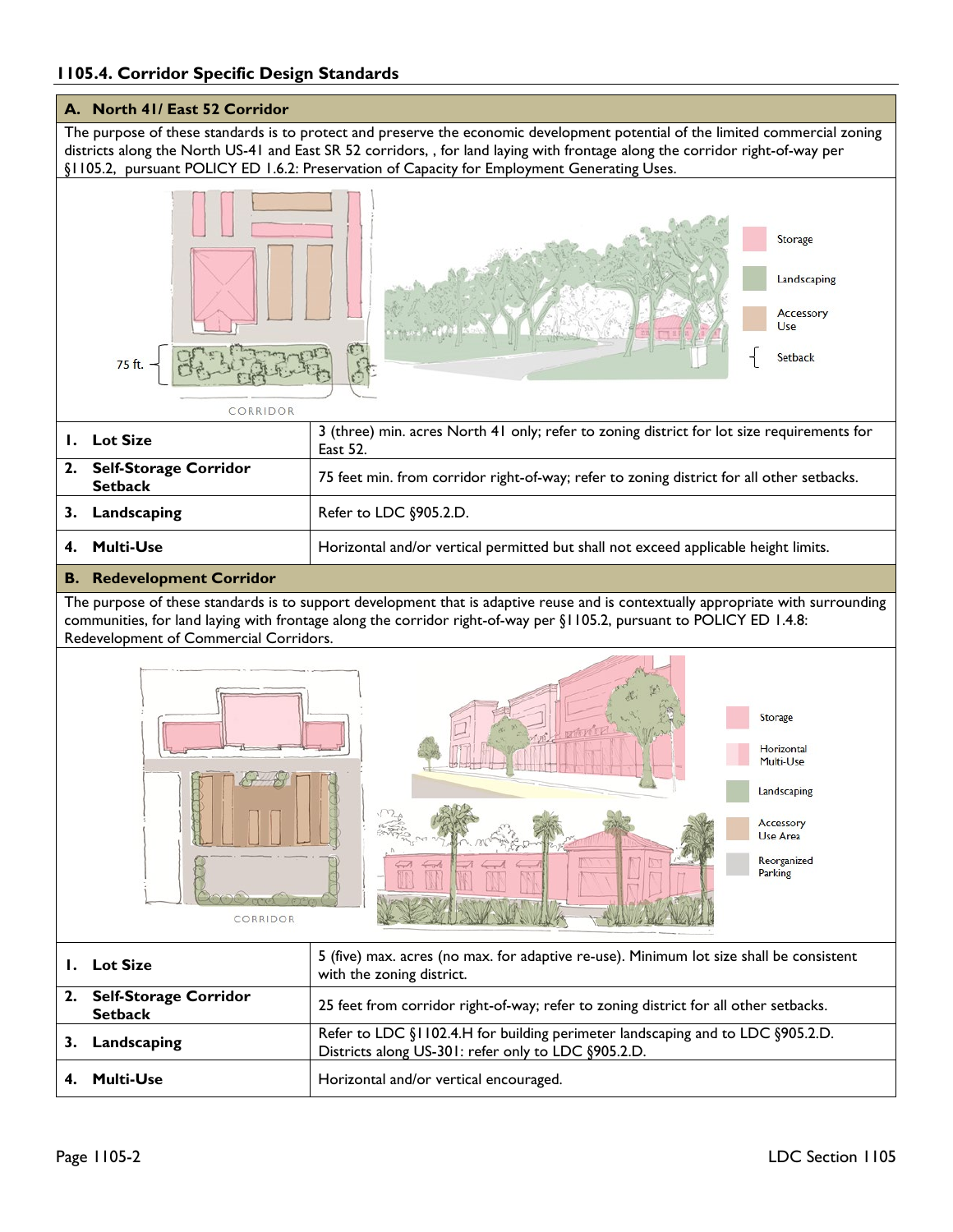### 1105.4. Corridor Specific Design Standards

| A. North 41/ East 52 Corridor | |
|---|---|
| The purpose of these standards is to protect and preserve the economic development potential of the limited commercial zoning districts along the North US-41 and East SR 52 corridors, , for land laying with frontage along the corridor right-of-way per §1105.2, pursuant POLICY ED 1.6.2: Preservation of Capacity for Employment Generating Uses. | |
| **1. Lot Size** | 3 (three) min. acres North 41 only; refer to zoning district for lot size requirements for East 52. |
| **2. Self-Storage Corridor Setback** | 75 feet min. from corridor right-of-way; refer to zoning district for all other setbacks. |
| **3. Landscaping** | Refer to LDC §905.2.D. |
| **4. Multi-Use** | Horizontal and/or vertical permitted but shall not exceed applicable height limits. |

| B. Redevelopment Corridor | |
|---|---|
| The purpose of these standards is to support development that is adaptive reuse and is contextually appropriate with surrounding communities, for land laying with frontage along the corridor right-of-way per §1105.2, pursuant to POLICY ED 1.4.8: Redevelopment of Commercial Corridors. | |
| **1. Lot Size** | 5 (five) max. acres (no max. for adaptive re-use). Minimum lot size shall be consistent with the zoning district. |
| **2. Self-Storage Corridor Setback** | 25 feet from corridor right-of-way; refer to zoning district for all other setbacks. |
| **3. Landscaping** | Refer to LDC §1102.4.H for building perimeter landscaping and to LDC §905.2.D. Districts along US-301: refer only to LDC §905.2.D. |
| **4. Multi-Use** | Horizontal and/or vertical encouraged. |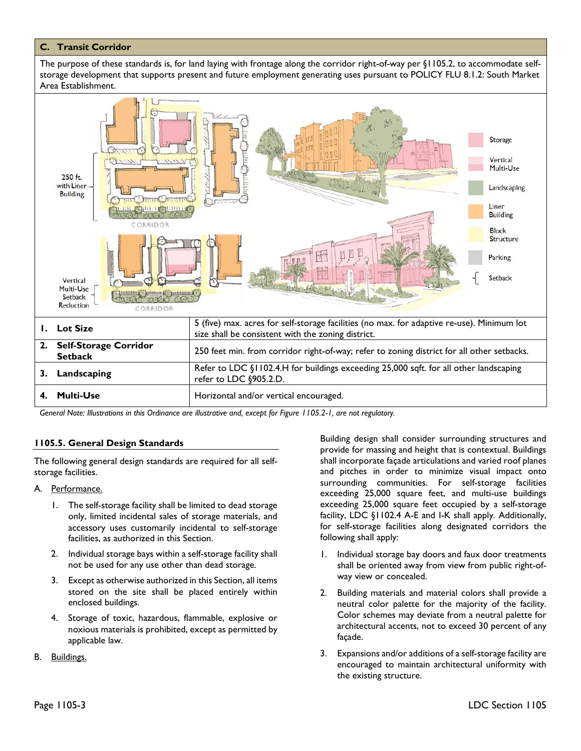### C. Transit Corridor

The purpose of these standards is, for land laying with frontage along the corridor right-of-way per §1105.2, to accommodate self-storage development that supports present and future employment generating uses pursuant to POLICY FLU 8.1.2: South Market Area Establishment.

| | |
|---|---|
| **1. Lot Size** | 5 (five) max. acres for self-storage facilities (no max. for adaptive re-use). Minimum lot size shall be consistent with the zoning district. |
| **2. Self-Storage Corridor Setback** | 250 feet min. from corridor right-of-way; refer to zoning district for all other setbacks. |
| **3. Landscaping** | Refer to LDC §1102.4.H for buildings exceeding 25,000 sqft. for all other landscaping refer to LDC §905.2.D. |
| **4. Multi-Use** | Horizontal and/or vertical encouraged. |

*General Note: Illustrations in this Ordinance are illustrative and, except for Figure 1105.2-1, are not regulatory.*

#### 1105.5. General Design Standards

The following general design standards are required for all self-storage facilities.

A. Performance.

1. The self-storage facility shall be limited to dead storage only, limited incidental sales of storage materials, and accessory uses customarily incidental to self-storage facilities, as authorized in this Section.
2. Individual storage bays within a self-storage facility shall not be used for any use other than dead storage.
3. Except as otherwise authorized in this Section, all items stored on the site shall be placed entirely within enclosed buildings.
4. Storage of toxic, hazardous, flammable, explosive or noxious materials is prohibited, except as permitted by applicable law.

B. Buildings.

Building design shall consider surrounding structures and provide for massing and height that is contextual. Buildings shall incorporate façade articulations and varied roof planes and pitches in order to minimize visual impact onto surrounding communities. For self-storage facilities exceeding 25,000 square feet, and multi-use buildings exceeding 25,000 square feet occupied by a self-storage facility, LDC §1102.4 A-E and I-K shall apply. Additionally, for self-storage facilities along designated corridors the following shall apply:

1. Individual storage bay doors and faux door treatments shall be oriented away from view from public right-of-way view or concealed.
2. Building materials and material colors shall provide a neutral color palette for the majority of the facility. Color schemes may deviate from a neutral palette for architectural accents, not to exceed 30 percent of any façade.
3. Expansions and/or additions of a self-storage facility are encouraged to maintain architectural uniformity with the existing structure.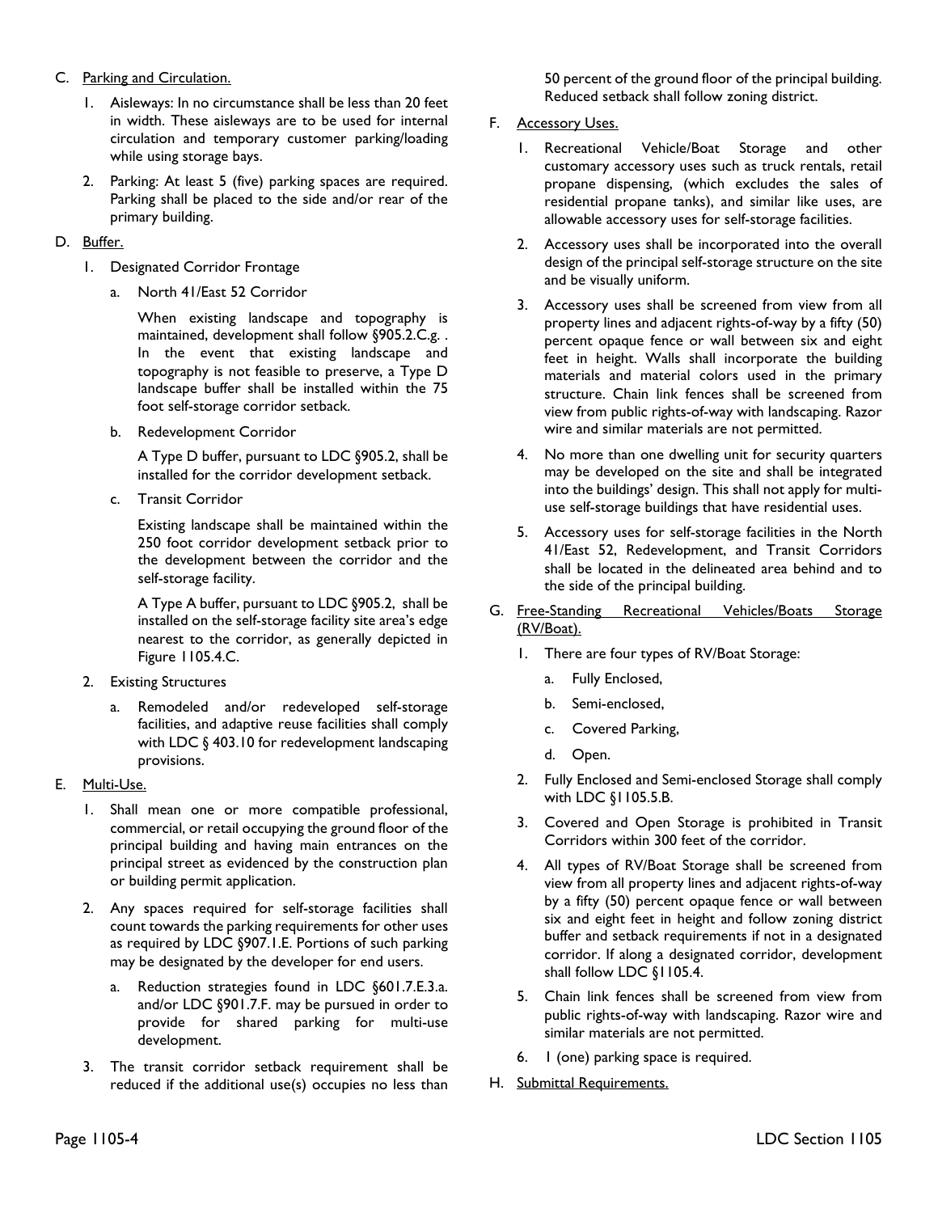C. Parking and Circulation.

1. Aisleways: In no circumstance shall be less than 20 feet in width. These aisleways are to be used for internal circulation and temporary customer parking/loading while using storage bays.

2. Parking: At least 5 (five) parking spaces are required. Parking shall be placed to the side and/or rear of the primary building.

D. Buffer.

1. Designated Corridor Frontage

   a. North 41/East 52 Corridor

      When existing landscape and topography is maintained, development shall follow §905.2.C.g. . In the event that existing landscape and topography is not feasible to preserve, a Type D landscape buffer shall be installed within the 75 foot self-storage corridor setback.

   b. Redevelopment Corridor

      A Type D buffer, pursuant to LDC §905.2, shall be installed for the corridor development setback.

   c. Transit Corridor

      Existing landscape shall be maintained within the 250 foot corridor development setback prior to the development between the corridor and the self-storage facility.

      A Type A buffer, pursuant to LDC §905.2, shall be installed on the self-storage facility site area's edge nearest to the corridor, as generally depicted in Figure 1105.4.C.

2. Existing Structures

   a. Remodeled and/or redeveloped self-storage facilities, and adaptive reuse facilities shall comply with LDC § 403.10 for redevelopment landscaping provisions.

E. Multi-Use.

1. Shall mean one or more compatible professional, commercial, or retail occupying the ground floor of the principal building and having main entrances on the principal street as evidenced by the construction plan or building permit application.

2. Any spaces required for self-storage facilities shall count towards the parking requirements for other uses as required by LDC §907.1.E. Portions of such parking may be designated by the developer for end users.

   a. Reduction strategies found in LDC §601.7.E.3.a. and/or LDC §901.7.F. may be pursued in order to provide for shared parking for multi-use development.

3. The transit corridor setback requirement shall be reduced if the additional use(s) occupies no less than 50 percent of the ground floor of the principal building. Reduced setback shall follow zoning district.

F. Accessory Uses.

1. Recreational Vehicle/Boat Storage and other customary accessory uses such as truck rentals, retail propane dispensing, (which excludes the sales of residential propane tanks), and similar like uses, are allowable accessory uses for self-storage facilities.

2. Accessory uses shall be incorporated into the overall design of the principal self-storage structure on the site and be visually uniform.

3. Accessory uses shall be screened from view from all property lines and adjacent rights-of-way by a fifty (50) percent opaque fence or wall between six and eight feet in height. Walls shall incorporate the building materials and material colors used in the primary structure. Chain link fences shall be screened from view from public rights-of-way with landscaping. Razor wire and similar materials are not permitted.

4. No more than one dwelling unit for security quarters may be developed on the site and shall be integrated into the buildings' design. This shall not apply for multi-use self-storage buildings that have residential uses.

5. Accessory uses for self-storage facilities in the North 41/East 52, Redevelopment, and Transit Corridors shall be located in the delineated area behind and to the side of the principal building.

G. Free-Standing Recreational Vehicles/Boats Storage (RV/Boat).

1. There are four types of RV/Boat Storage:

   a. Fully Enclosed,

   b. Semi-enclosed,

   c. Covered Parking,

   d. Open.

2. Fully Enclosed and Semi-enclosed Storage shall comply with LDC §1105.5.B.

3. Covered and Open Storage is prohibited in Transit Corridors within 300 feet of the corridor.

4. All types of RV/Boat Storage shall be screened from view from all property lines and adjacent rights-of-way by a fifty (50) percent opaque fence or wall between six and eight feet in height and follow zoning district buffer and setback requirements if not in a designated corridor. If along a designated corridor, development shall follow LDC §1105.4.

5. Chain link fences shall be screened from view from public rights-of-way with landscaping. Razor wire and similar materials are not permitted.

6. 1 (one) parking space is required.

H. Submittal Requirements.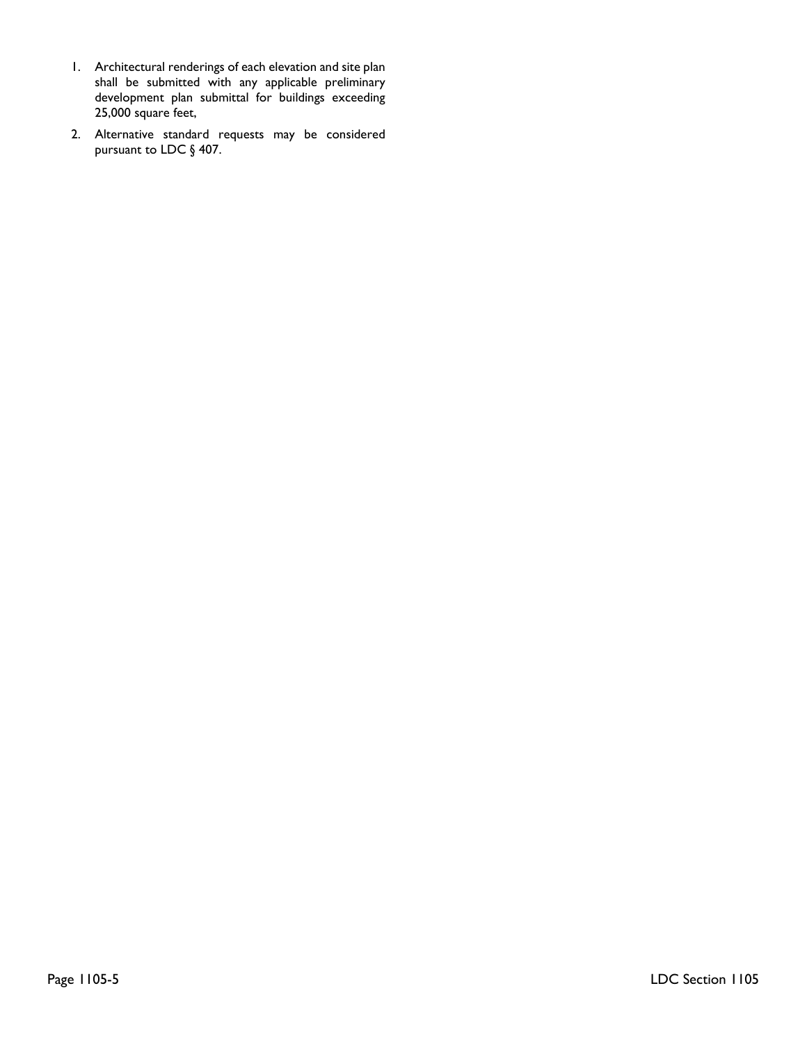1. Architectural renderings of each elevation and site plan shall be submitted with any applicable preliminary development plan submittal for buildings exceeding 25,000 square feet,
2. Alternative standard requests may be considered pursuant to LDC § 407.